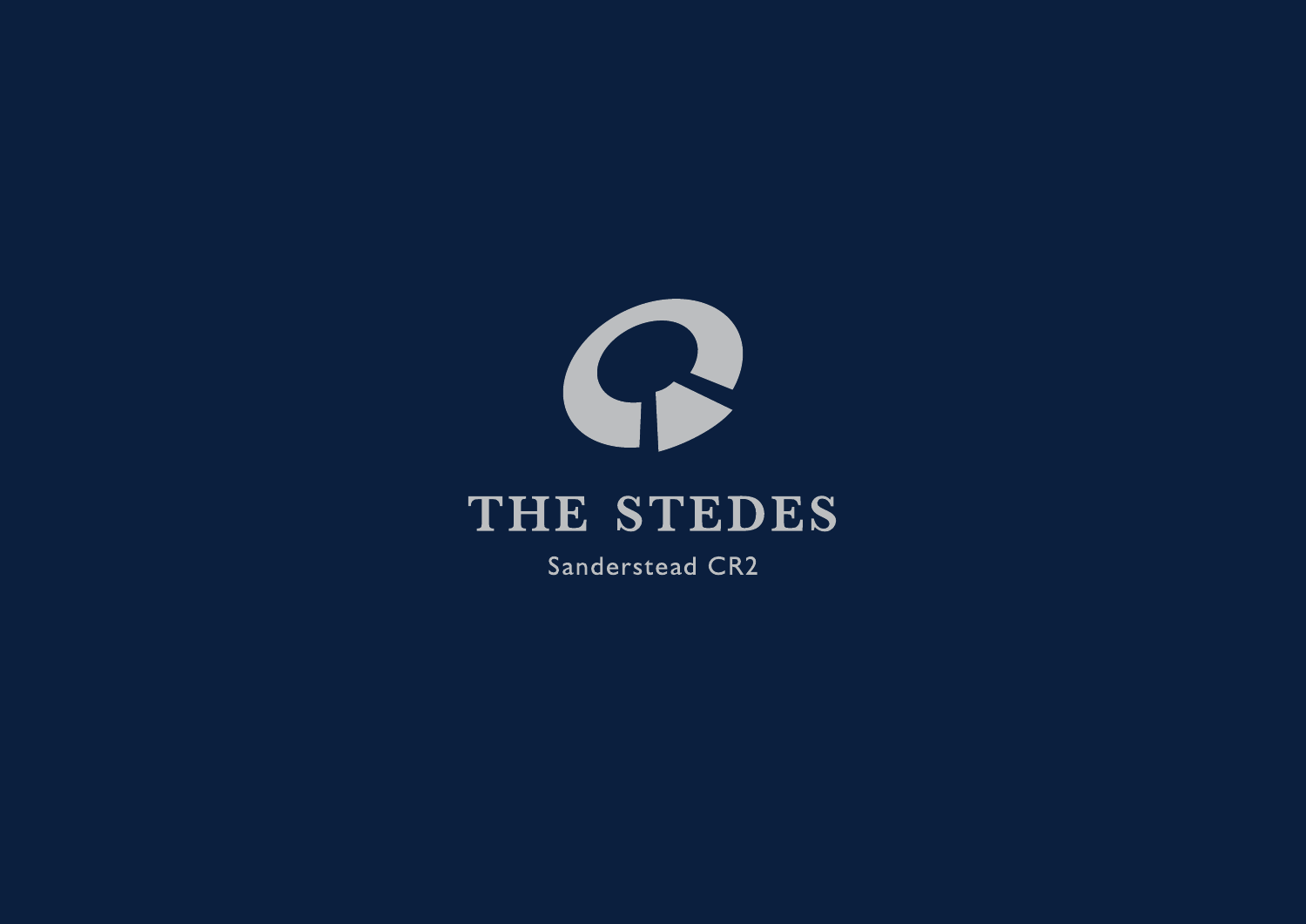# THE STEDES

Sanderstead CR2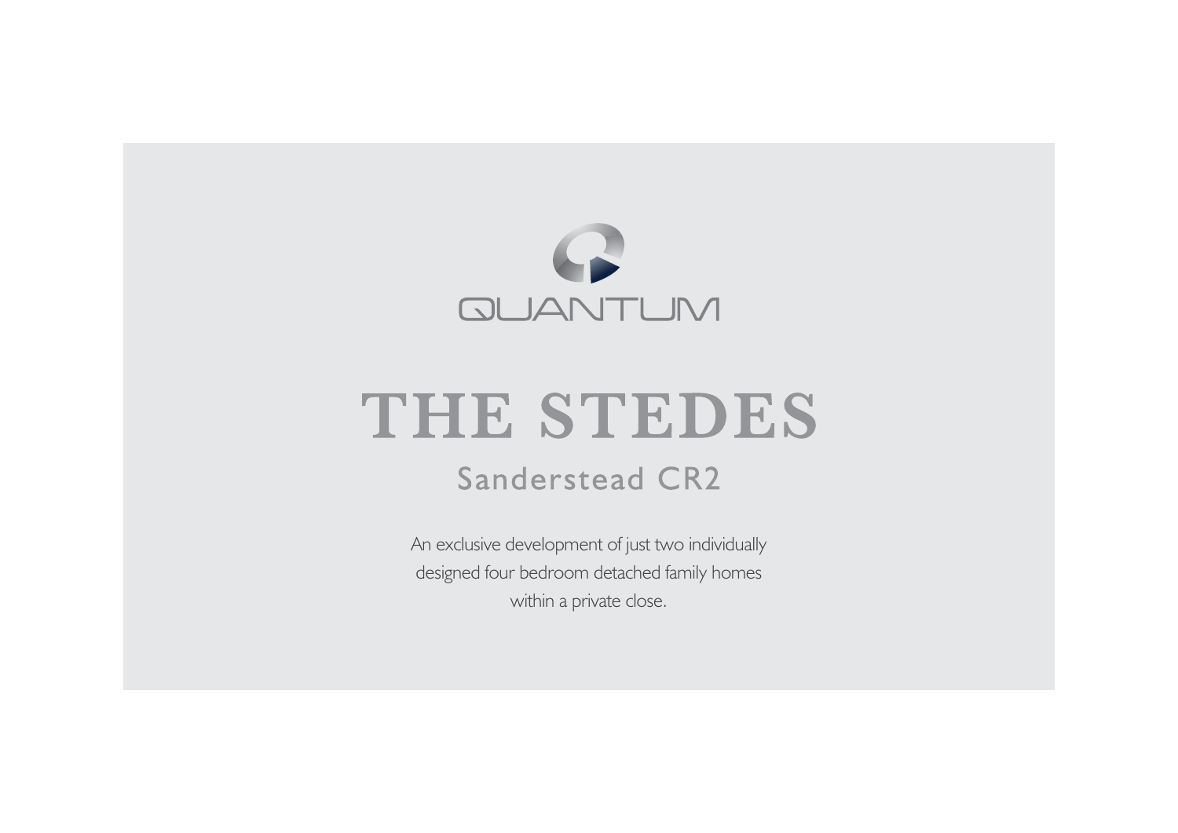QUANTUM

# THE STEDES

## Sanderstead CR2

An exclusive development of just two individually designed four bedroom detached family homes within a private close.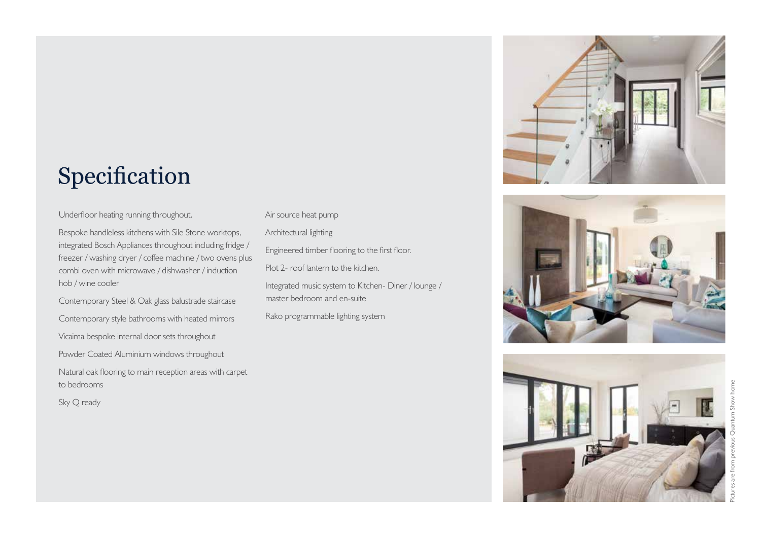# Specification

Underfloor heating running throughout.

Bespoke handleless kitchens with Sile Stone worktops, integrated Bosch Appliances throughout including fridge / freezer / washing dryer / coffee machine / two ovens plus combi oven with microwave / dishwasher / induction hob / wine cooler

Contemporary Steel & Oak glass balustrade staircase

Contemporary style bathrooms with heated mirrors

Vicaima bespoke internal door sets throughout

Powder Coated Aluminium windows throughout

Natural oak flooring to main reception areas with carpet to bedrooms

Sky Q ready

Air source heat pump

Architectural lighting

Engineered timber flooring to the first floor.

Plot 2- roof lantern to the kitchen.

Integrated music system to Kitchen- Diner / lounge / master bedroom and en-suite

Rako programmable lighting system

Pictures are from previous Quantum Show home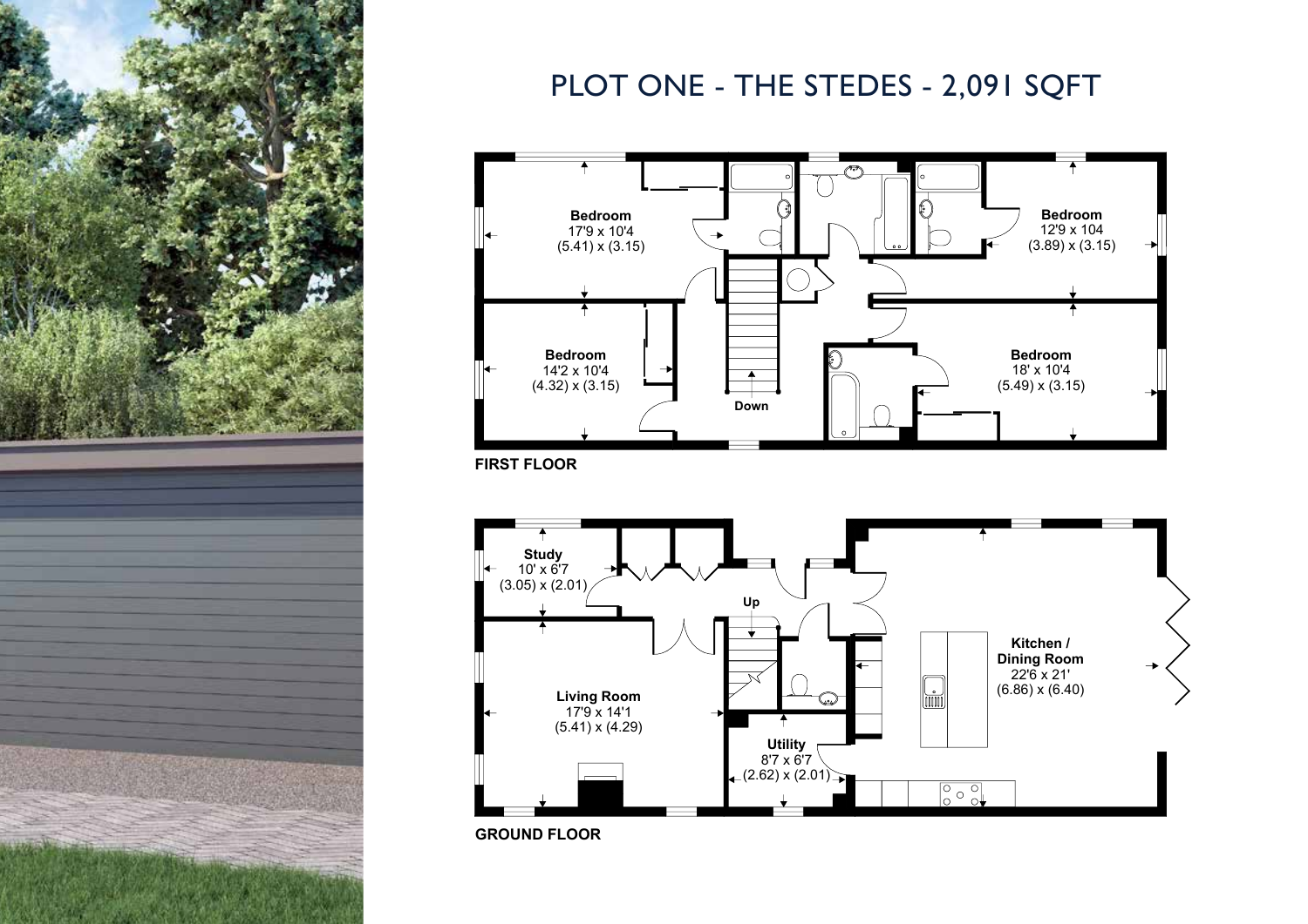# PLOT ONE - THE STEDES - 2,091 SQFT

## FIRST FLOOR

**Bedroom**
17'9 x 10'4
(5.41) x (3.15)

**Bedroom**
12'9 x 104
(3.89) x (3.15)

**Bedroom**
14'2 x 10'4
(4.32) x (3.15)

**Bedroom**
18' x 10'4
(5.49) x (3.15)

Down

## GROUND FLOOR

**Study**
10' x 6'7
(3.05) x (2.01)

Up

**Kitchen / Dining Room**
22'6 x 21'
(6.86) x (6.40)

**Living Room**
17'9 x 14'1
(5.41) x (4.29)

**Utility**
8'7 x 6'7
(2.62) x (2.01)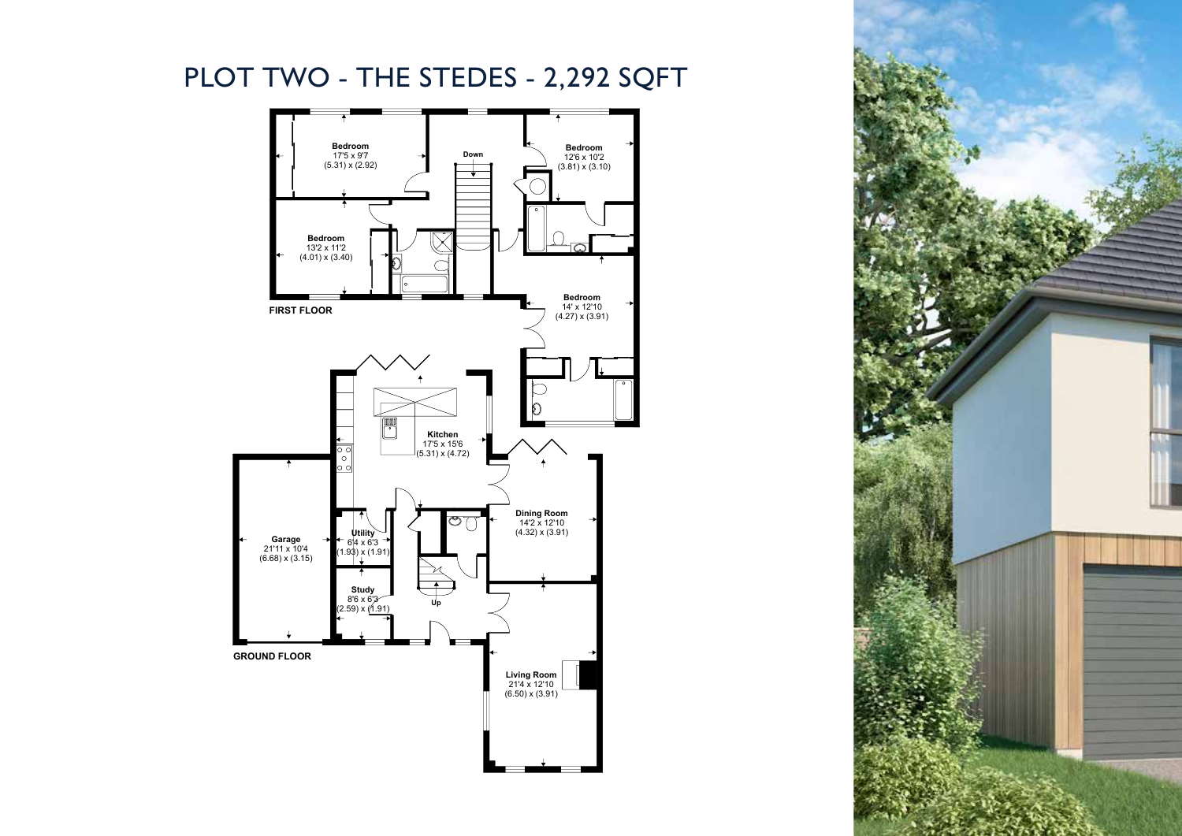# PLOT TWO - THE STEDES - 2,292 SQFT

**FIRST FLOOR**

**Bedroom**
17'5 x 9'7
(5.31) x (2.92)

**Bedroom**
12'6 x 10'2
(3.81) x (3.10)

**Bedroom**
13'2 x 11'2
(4.01) x (3.40)

**Bedroom**
14' x 12'10
(4.27) x (3.91)

Down

**GROUND FLOOR**

**Kitchen**
17'5 x 15'6
(5.31) x (4.72)

**Garage**
21'11 x 10'4
(6.68) x (3.15)

**Utility**
6'4 x 6'3
(1.93) x (1.91)

**Study**
8'6 x 6'3
(2.59) x (1.91)

**Dining Room**
14'2 x 12'10
(4.32) x (3.91)

**Living Room**
21'4 x 12'10
(6.50) x (3.91)

Up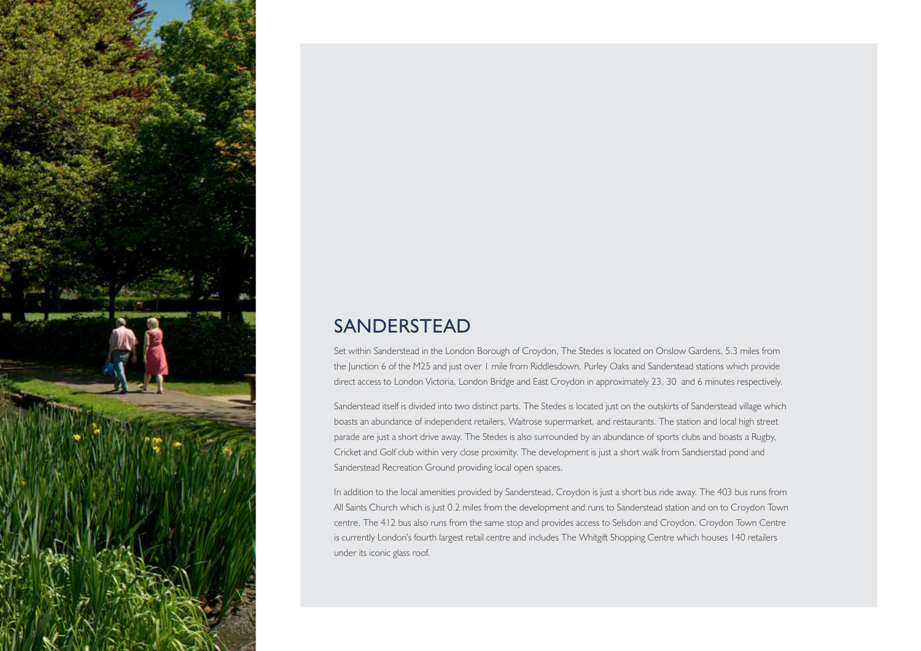# SANDERSTEAD

Set within Sanderstead in the London Borough of Croydon, The Stedes is located on Onslow Gardens, 5.3 miles from the Junction 6 of the M25 and just over 1 mile from Riddlesdown, Purley Oaks and Sanderstead stations which provide direct access to London Victoria, London Bridge and East Croydon in approximately 23, 30 and 6 minutes respectively.

Sanderstead itself is divided into two distinct parts. The Stedes is located just on the outskirts of Sanderstead village which boasts an abundance of independent retailers, Waitrose supermarket, and restaurants. The station and local high street parade are just a short drive away. The Stedes is also surrounded by an abundance of sports clubs and boasts a Rugby, Cricket and Golf club within very close proximity. The development is just a short walk from Sandserstad pond and Sanderstead Recreation Ground providing local open spaces.

In addition to the local amenities provided by Sanderstead, Croydon is just a short bus ride away. The 403 bus runs from All Saints Church which is just 0.2 miles from the development and runs to Sanderstead station and on to Croydon Town centre. The 412 bus also runs from the same stop and provides access to Selsdon and Croydon. Croydon Town Centre is currently London's fourth largest retail centre and includes The Whitgift Shopping Centre which houses 140 retailers under its iconic glass roof.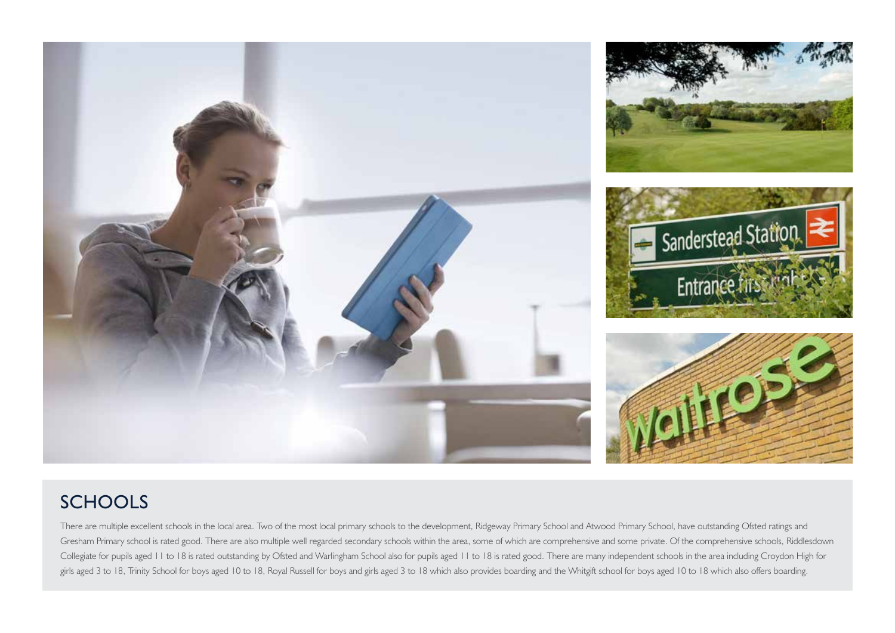## SCHOOLS

There are multiple excellent schools in the local area. Two of the most local primary schools to the development, Ridgeway Primary School and Atwood Primary School, have outstanding Ofsted ratings and Gresham Primary school is rated good. There are also multiple well regarded secondary schools within the area, some of which are comprehensive and some private. Of the comprehensive schools, Riddlesdown Collegiate for pupils aged 11 to 18 is rated outstanding by Ofsted and Warlingham School also for pupils aged 11 to 18 is rated good. There are many independent schools in the area including Croydon High for girls aged 3 to 18, Trinity School for boys aged 10 to 18, Royal Russell for boys and girls aged 3 to 18 which also provides boarding and the Whitgift school for boys aged 10 to 18 which also offers boarding.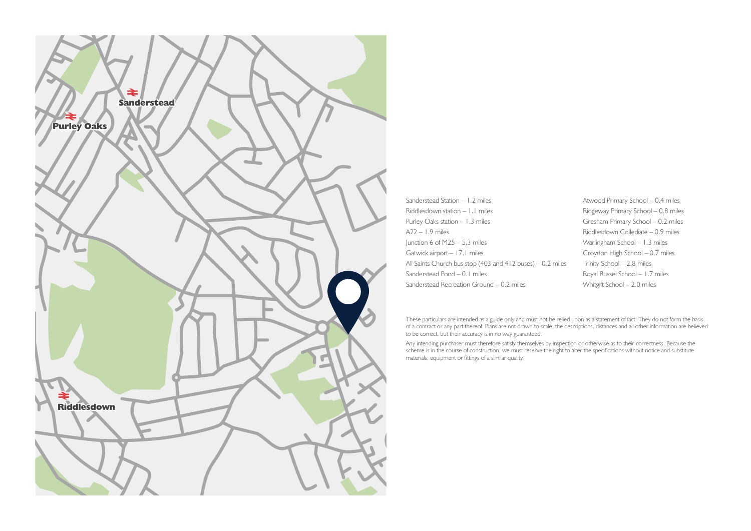Sanderstead

Purley Oaks

Riddlesdown

Sanderstead Station – 1.2 miles
Riddlesdown station – 1.1 miles
Purley Oaks station – 1.3 miles
A22 – 1.9 miles
Junction 6 of M25 – 5.3 miles
Gatwick airport – 17.1 miles
All Saints Church bus stop (403 and 412 buses) – 0.2 miles
Sanderstead Pond – 0.1 miles
Sanderstead Recreation Ground – 0.2 miles

Atwood Primary School – 0.4 miles
Ridgeway Primary School – 0.8 miles
Gresham Primary School – 0.2 miles
Riddlesdown Collediate – 0.9 miles
Warlingham School – 1.3 miles
Croydon High School – 0.7 miles
Trinity School – 2.8 miles
Royal Russel School – 1.7 miles
Whitgift School – 2.0 miles

These particulars are intended as a guide only and must not be relied upon as a statement of fact. They do not form the basis of a contract or any part thereof. Plans are not drawn to scale, the descriptions, distances and all other information are believed to be correct, but their accuracy is in no way guaranteed.

Any intending purchaser must therefore satisfy themselves by inspection or otherwise as to their correctness. Because the scheme is in the course of construction, we must reserve the right to alter the specifications without notice and substitute materials, equipment or fittings of a similar quality.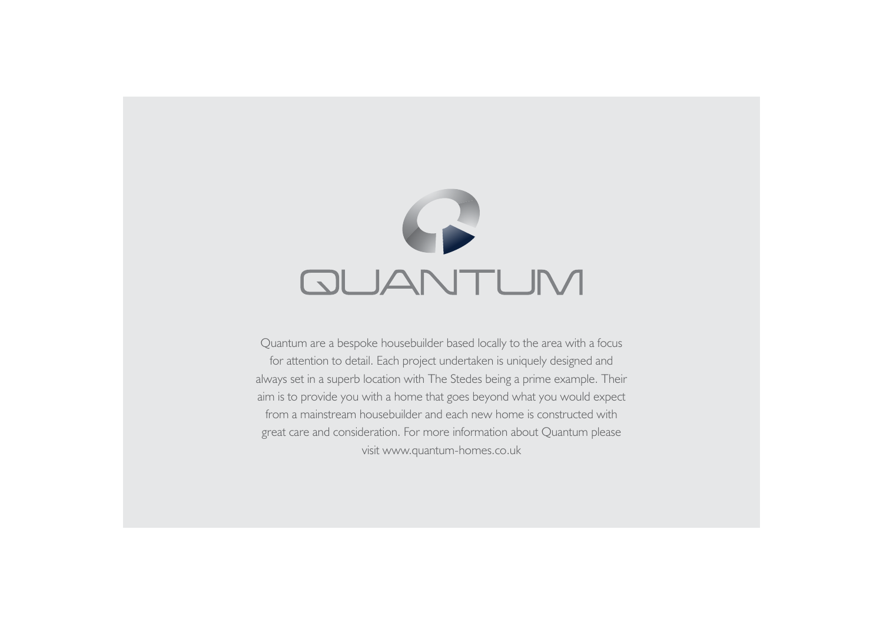# QUANTUM

Quantum are a bespoke housebuilder based locally to the area with a focus for attention to detail. Each project undertaken is uniquely designed and always set in a superb location with The Stedes being a prime example. Their aim is to provide you with a home that goes beyond what you would expect from a mainstream housebuilder and each new home is constructed with great care and consideration. For more information about Quantum please visit www.quantum-homes.co.uk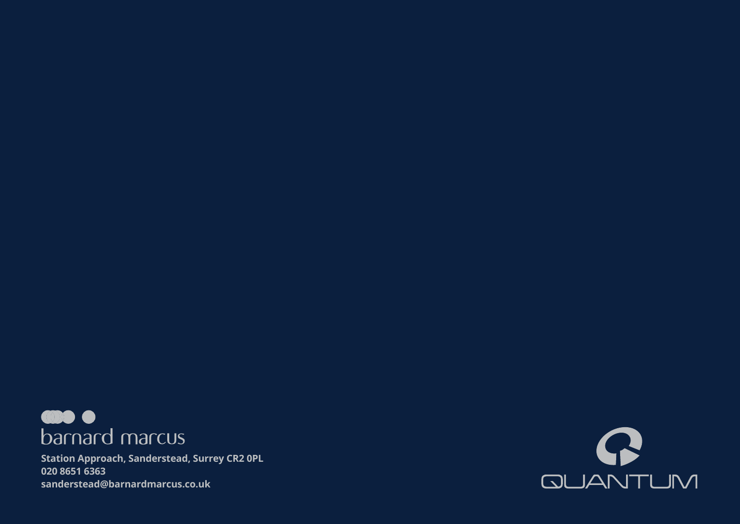barnard marcus

**Station Approach, Sanderstead, Surrey CR2 0PL**
**020 8651 6363**
**sanderstead@barnardmarcus.co.uk**

QUANTUM